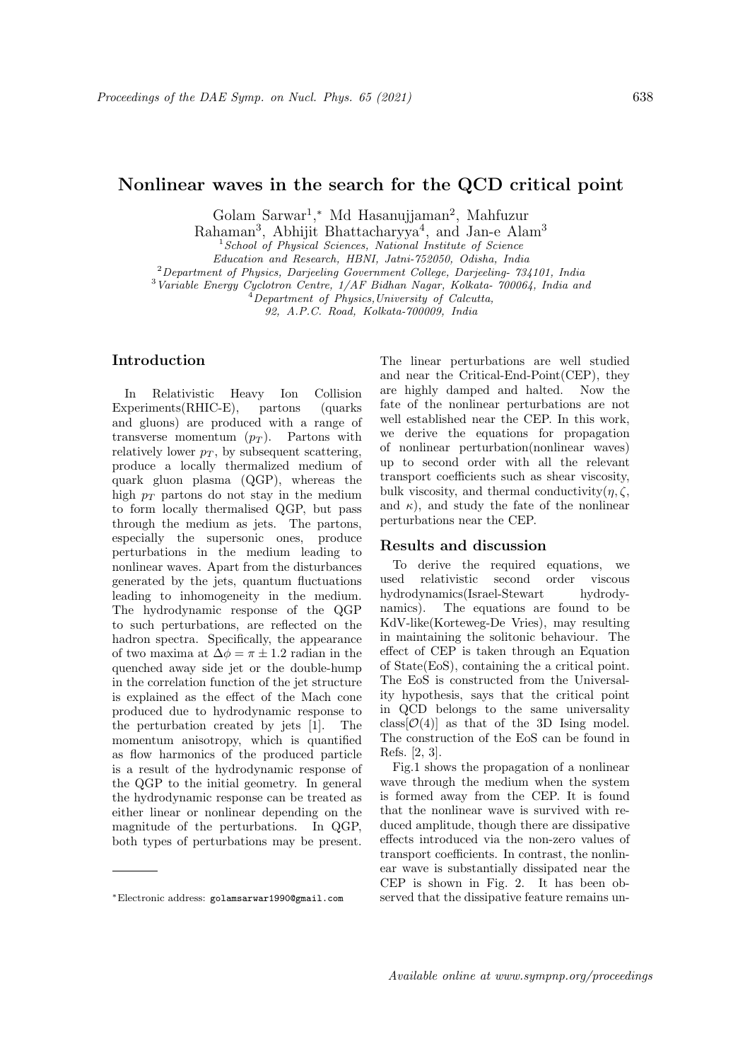# Nonlinear waves in the search for the QCD critical point

Golam Sarwar[1,*], Md Hasanujjaman[2], Mahfuzur Rahaman[3], Abhijit Bhattacharyya[4], and Jan-e Alam[3]

[1] *School of Physical Sciences, National Institute of Science Education and Research, HBNI, Jatni-752050, Odisha, India*
[2] *Department of Physics, Darjeeling Government College, Darjeeling- 734101, India*
[3] *Variable Energy Cyclotron Centre, 1/AF Bidhan Nagar, Kolkata- 700064, India and*
[4] *Department of Physics,University of Calcutta, 92, A.P.C. Road, Kolkata-700009, India*

## Introduction

In Relativistic Heavy Ion Collision Experiments(RHIC-E), partons (quarks and gluons) are produced with a range of transverse momentum ($p_T$). Partons with relatively lower $p_T$, by subsequent scattering, produce a locally thermalized medium of quark gluon plasma (QGP), whereas the high $p_T$ partons do not stay in the medium to form locally thermalised QGP, but pass through the medium as jets. The partons, especially the supersonic ones, produce perturbations in the medium leading to nonlinear waves. Apart from the disturbances generated by the jets, quantum fluctuations leading to inhomogeneity in the medium. The hydrodynamic response of the QGP to such perturbations, are reflected on the hadron spectra. Specifically, the appearance of two maxima at $\Delta\phi = \pi \pm 1.2$ radian in the quenched away side jet or the double-hump in the correlation function of the jet structure is explained as the effect of the Mach cone produced due to hydrodynamic response to the perturbation created by jets [1]. The momentum anisotropy, which is quantified as flow harmonics of the produced particle is a result of the hydrodynamic response of the QGP to the initial geometry. In general the hydrodynamic response can be treated as either linear or nonlinear depending on the magnitude of the perturbations. In QGP, both types of perturbations may be present. The linear perturbations are well studied and near the Critical-End-Point(CEP), they are highly damped and halted. Now the fate of the nonlinear perturbations are not well established near the CEP. In this work, we derive the equations for propagation of nonlinear perturbation(nonlinear waves) up to second order with all the relevant transport coefficients such as shear viscosity, bulk viscosity, and thermal conductivity($\eta, \zeta$, and $\kappa$), and study the fate of the nonlinear perturbations near the CEP.

## Results and discussion

To derive the required equations, we used relativistic second order viscous hydrodynamics(Israel-Stewart hydrodynamics). The equations are found to be KdV-like(Korteweg-De Vries), may resulting in maintaining the solitonic behaviour. The effect of CEP is taken through an Equation of State(EoS), containing the a critical point. The EoS is constructed from the Universality hypothesis, says that the critical point in QCD belongs to the same universality class[$\mathcal{O}(4)$] as that of the 3D Ising model. The construction of the EoS can be found in Refs. [2, 3].

Fig.1 shows the propagation of a nonlinear wave through the medium when the system is formed away from the CEP. It is found that the nonlinear wave is survived with reduced amplitude, though there are dissipative effects introduced via the non-zero values of transport coefficients. In contrast, the nonlinear wave is substantially dissipated near the CEP is shown in Fig. 2. It has been observed that the dissipative feature remains un-

*Electronic address: golamsarwar1990@gmail.com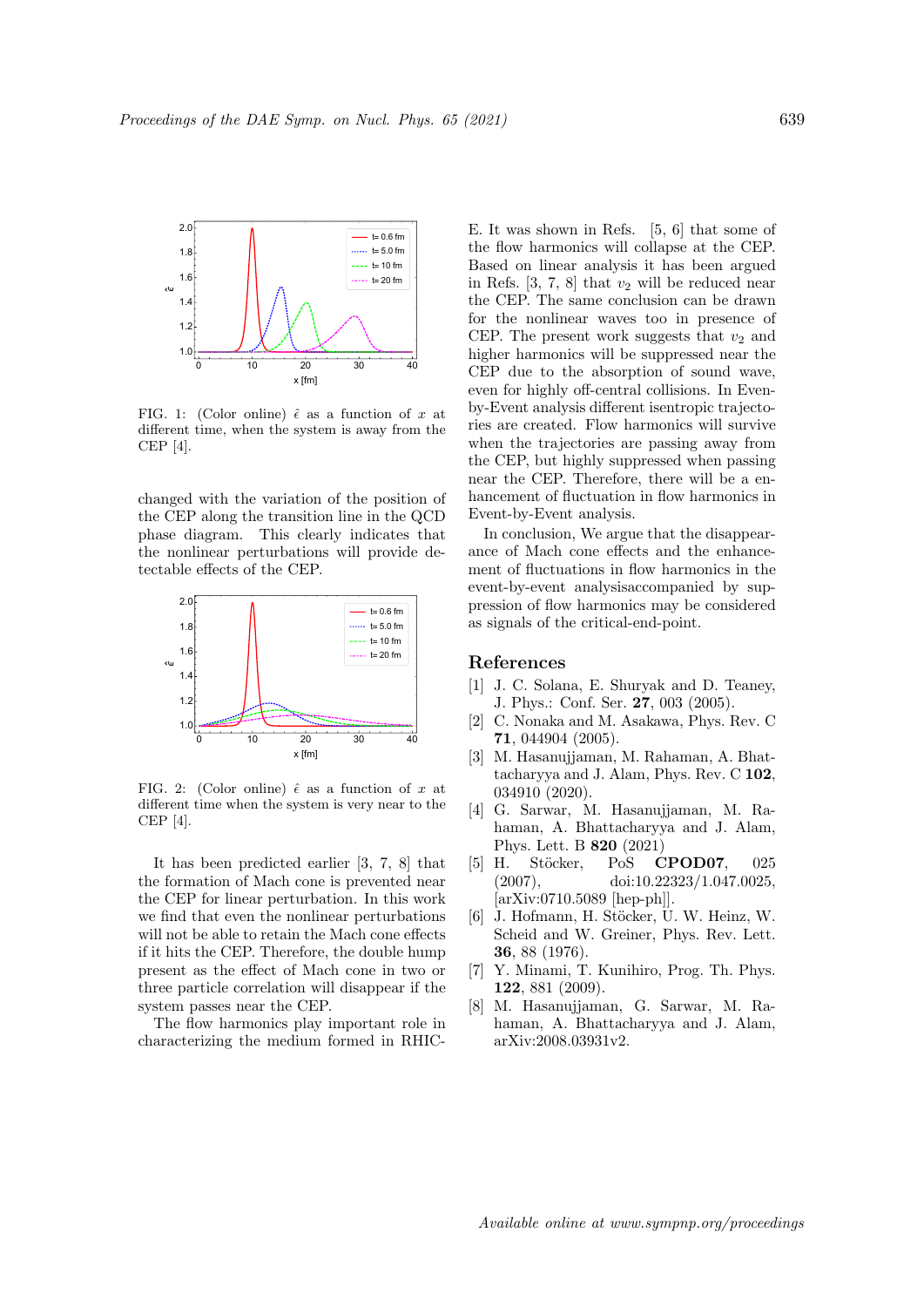2.0
1.8
1.6
1.4
1.2
1.0

$\hat{\epsilon}$

0 10 20 30 40

x [fm]

t= 0.6 fm
t= 5.0 fm
t= 10 fm
t= 20 fm

FIG. 1: (Color online) $\hat{\epsilon}$ as a function of $x$ at different time, when the system is away from the CEP [4].

changed with the variation of the position of the CEP along the transition line in the QCD phase diagram. This clearly indicates that the nonlinear perturbations will provide detectable effects of the CEP.

2.0
1.8
1.6
1.4
1.2
1.0

$\hat{\epsilon}$

0 10 20 30 40

x [fm]

t= 0.6 fm
t= 5.0 fm
t= 10 fm
t= 20 fm

FIG. 2: (Color online) $\hat{\epsilon}$ as a function of $x$ at different time when the system is very near to the CEP [4].

It has been predicted earlier [3, 7, 8] that the formation of Mach cone is prevented near the CEP for linear perturbation. In this work we find that even the nonlinear perturbations will not be able to retain the Mach cone effects if it hits the CEP. Therefore, the double hump present as the effect of Mach cone in two or three particle correlation will disappear if the system passes near the CEP.

The flow harmonics play important role in characterizing the medium formed in RHIC-E. It was shown in Refs. [5, 6] that some of the flow harmonics will collapse at the CEP. Based on linear analysis it has been argued in Refs. [3, 7, 8] that $v_2$ will be reduced near the CEP. The same conclusion can be drawn for the nonlinear waves too in presence of CEP. The present work suggests that $v_2$ and higher harmonics will be suppressed near the CEP due to the absorption of sound wave, even for highly off-central collisions. In Event-by-Event analysis different isentropic trajectories are created. Flow harmonics will survive when the trajectories are passing away from the CEP, but highly suppressed when passing near the CEP. Therefore, there will be a enhancement of fluctuation in flow harmonics in Event-by-Event analysis.

In conclusion, We argue that the disappearance of Mach cone effects and the enhancement of fluctuations in flow harmonics in the event-by-event analysisaccompanied by suppression of flow harmonics may be considered as signals of the critical-end-point.

## References

[1] J. C. Solana, E. Shuryak and D. Teaney, J. Phys.: Conf. Ser. **27**, 003 (2005).

[2] C. Nonaka and M. Asakawa, Phys. Rev. C **71**, 044904 (2005).

[3] M. Hasanujjaman, M. Rahaman, A. Bhattacharyya and J. Alam, Phys. Rev. C **102**, 034910 (2020).

[4] G. Sarwar, M. Hasanujjaman, M. Rahaman, A. Bhattacharyya and J. Alam, Phys. Lett. B **820** (2021)

[5] H. Stöcker, PoS **CPOD07**, 025 (2007), doi:10.22323/1.047.0025, [arXiv:0710.5089 [hep-ph]].

[6] J. Hofmann, H. Stöcker, U. W. Heinz, W. Scheid and W. Greiner, Phys. Rev. Lett. **36**, 88 (1976).

[7] Y. Minami, T. Kunihiro, Prog. Th. Phys. **122**, 881 (2009).

[8] M. Hasanujjaman, G. Sarwar, M. Rahaman, A. Bhattacharyya and J. Alam, arXiv:2008.03931v2.